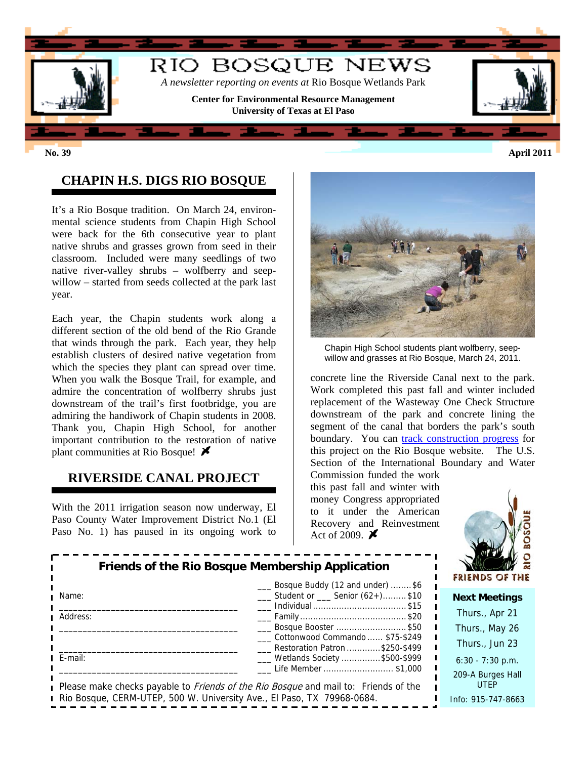# RIO BOSQUE NEWS

*A newsletter reporting on events at* Rio Bosque Wetlands Park

**Center for Environmental Resource Management**
**University of Texas at El Paso**

**No. 39** **April 2011**

## CHAPIN H.S. DIGS RIO BOSQUE

It's a Rio Bosque tradition. On March 24, environmental science students from Chapin High School were back for the 6th consecutive year to plant native shrubs and grasses grown from seed in their classroom. Included were many seedlings of two native river-valley shrubs – wolfberry and seep-willow – started from seeds collected at the park last year.

Each year, the Chapin students work along a different section of the old bend of the Rio Grande that winds through the park. Each year, they help establish clusters of desired native vegetation from which the species they plant can spread over time. When you walk the Bosque Trail, for example, and admire the concentration of wolfberry shrubs just downstream of the trail's first footbridge, you are admiring the handiwork of Chapin students in 2008. Thank you, Chapin High School, for another important contribution to the restoration of native plant communities at Rio Bosque!

Chapin High School students plant wolfberry, seep-willow and grasses at Rio Bosque, March 24, 2011.

## RIVERSIDE CANAL PROJECT

With the 2011 irrigation season now underway, El Paso County Water Improvement District No.1 (El Paso No. 1) has paused in its ongoing work to concrete line the Riverside Canal next to the park. Work completed this past fall and winter included replacement of the Wasteway One Check Structure downstream of the park and concrete lining the segment of the canal that borders the park's south boundary. You can track construction progress for this project on the Rio Bosque website. The U.S. Section of the International Boundary and Water Commission funded the work this past fall and winter with money Congress appropriated to it under the American Recovery and Reinvestment Act of 2009.

### Friends of the Rio Bosque Membership Application

Name: ____________________________________

Address: ____________________________________

____________________________________

E-mail: ____________________________________

- ___ Bosque Buddy (12 and under) ........ $6
- ___ Student or ___ Senior (62+)......... $10
- ___ Individual ......................... $15
- ___ Family ............................. $20
- ___ Bosque Booster ..................... $50
- ___ Cottonwood Commando ...... $75-$249
- ___ Restoration Patron ......... $250-$499
- ___ Wetlands Society ........... $500-$999
- ___ Life Member ..................... $1,000

Please make checks payable to *Friends of the Rio Bosque* and mail to: Friends of the Rio Bosque, CERM-UTEP, 500 W. University Ave., El Paso, TX 79968-0684.

FRIENDS OF THE RIO BOSQUE

**Next Meetings**

Thurs., Apr 21
Thurs., May 26
Thurs., Jun 23

6:30 - 7:30 p.m.

209-A Burges Hall
UTEP

Info: 915-747-8663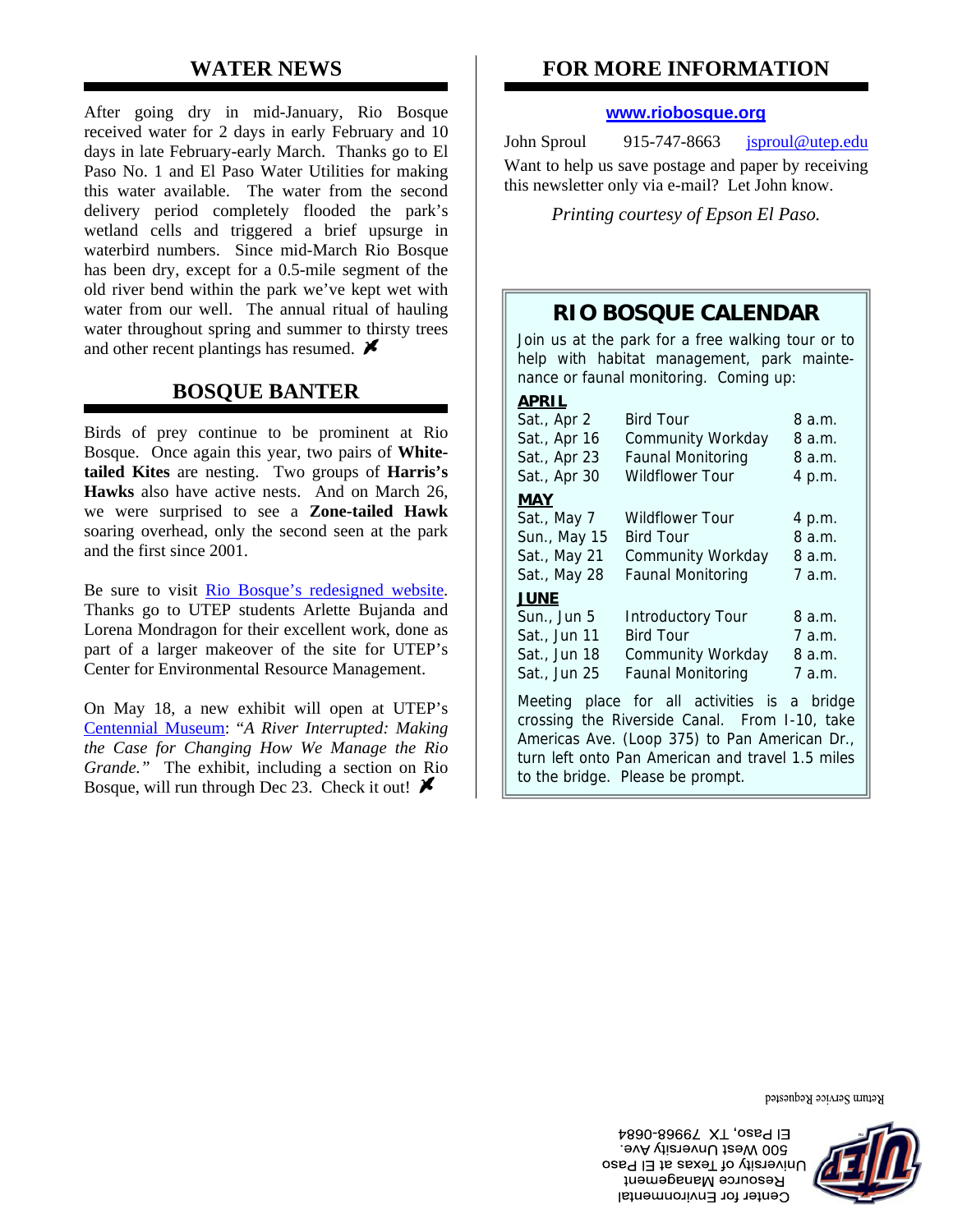## WATER NEWS

After going dry in mid-January, Rio Bosque received water for 2 days in early February and 10 days in late February-early March. Thanks go to El Paso No. 1 and El Paso Water Utilities for making this water available. The water from the second delivery period completely flooded the park's wetland cells and triggered a brief upsurge in waterbird numbers. Since mid-March Rio Bosque has been dry, except for a 0.5-mile segment of the old river bend within the park we've kept wet with water from our well. The annual ritual of hauling water throughout spring and summer to thirsty trees and other recent plantings has resumed.

## BOSQUE BANTER

Birds of prey continue to be prominent at Rio Bosque. Once again this year, two pairs of **White-tailed Kites** are nesting. Two groups of **Harris's Hawks** also have active nests. And on March 26, we were surprised to see a **Zone-tailed Hawk** soaring overhead, only the second seen at the park and the first since 2001.

Be sure to visit Rio Bosque's redesigned website. Thanks go to UTEP students Arlette Bujanda and Lorena Mondragon for their excellent work, done as part of a larger makeover of the site for UTEP's Center for Environmental Resource Management.

On May 18, a new exhibit will open at UTEP's Centennial Museum: "*A River Interrupted: Making the Case for Changing How We Manage the Rio Grande.*" The exhibit, including a section on Rio Bosque, will run through Dec 23. Check it out!

## FOR MORE INFORMATION

**www.riobosque.org**

John Sproul 915-747-8663 jsproul@utep.edu

Want to help us save postage and paper by receiving this newsletter only via e-mail? Let John know.

*Printing courtesy of Epson El Paso.*

## RIO BOSQUE CALENDAR

Join us at the park for a free walking tour or to help with habitat management, park maintenance or faunal monitoring. Coming up:

**APRIL**

| | | |
|---|---|---|
| Sat., Apr 2 | Bird Tour | 8 a.m. |
| Sat., Apr 16 | Community Workday | 8 a.m. |
| Sat., Apr 23 | Faunal Monitoring | 8 a.m. |
| Sat., Apr 30 | Wildflower Tour | 4 p.m. |

**MAY**

| | | |
|---|---|---|
| Sat., May 7 | Wildflower Tour | 4 p.m. |
| Sun., May 15 | Bird Tour | 8 a.m. |
| Sat., May 21 | Community Workday | 8 a.m. |
| Sat., May 28 | Faunal Monitoring | 7 a.m. |

**JUNE**

| | | |
|---|---|---|
| Sun., Jun 5 | Introductory Tour | 8 a.m. |
| Sat., Jun 11 | Bird Tour | 7 a.m. |
| Sat., Jun 18 | Community Workday | 8 a.m. |
| Sat., Jun 25 | Faunal Monitoring | 7 a.m. |

Meeting place for all activities is a bridge crossing the Riverside Canal. From I-10, take Americas Ave. (Loop 375) to Pan American Dr., turn left onto Pan American and travel 1.5 miles to the bridge. Please be prompt.

Return Service Requested

Center for Environmental
Resource Management
University of Texas at El Paso
500 West University Ave.
El Paso, TX 79968-0684